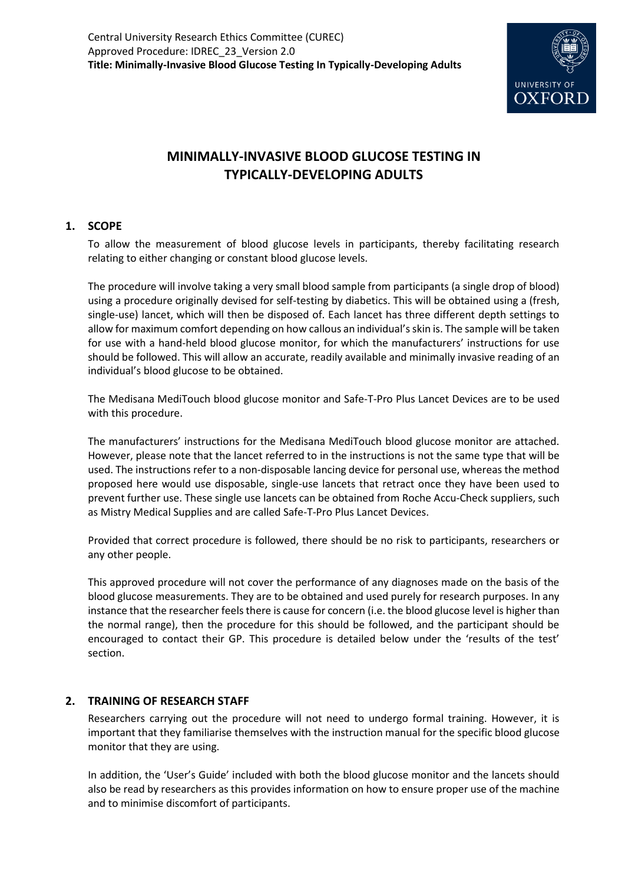# MINIMALLY-INVASIVE BLOOD GLUCOSE TESTING IN TYPICALLY-DEVELOPING ADULTS

## 1. SCOPE

To allow the measurement of blood glucose levels in participants, thereby facilitating research relating to either changing or constant blood glucose levels.

The procedure will involve taking a very small blood sample from participants (a single drop of blood) using a procedure originally devised for self-testing by diabetics. This will be obtained using a (fresh, single-use) lancet, which will then be disposed of. Each lancet has three different depth settings to allow for maximum comfort depending on how callous an individual's skin is. The sample will be taken for use with a hand-held blood glucose monitor, for which the manufacturers' instructions for use should be followed. This will allow an accurate, readily available and minimally invasive reading of an individual's blood glucose to be obtained.

The Medisana MediTouch blood glucose monitor and Safe-T-Pro Plus Lancet Devices are to be used with this procedure.

The manufacturers' instructions for the Medisana MediTouch blood glucose monitor are attached. However, please note that the lancet referred to in the instructions is not the same type that will be used. The instructions refer to a non-disposable lancing device for personal use, whereas the method proposed here would use disposable, single-use lancets that retract once they have been used to prevent further use. These single use lancets can be obtained from Roche Accu-Check suppliers, such as Mistry Medical Supplies and are called Safe-T-Pro Plus Lancet Devices.

Provided that correct procedure is followed, there should be no risk to participants, researchers or any other people.

This approved procedure will not cover the performance of any diagnoses made on the basis of the blood glucose measurements. They are to be obtained and used purely for research purposes. In any instance that the researcher feels there is cause for concern (i.e. the blood glucose level is higher than the normal range), then the procedure for this should be followed, and the participant should be encouraged to contact their GP. This procedure is detailed below under the 'results of the test' section.

## 2. TRAINING OF RESEARCH STAFF

Researchers carrying out the procedure will not need to undergo formal training. However, it is important that they familiarise themselves with the instruction manual for the specific blood glucose monitor that they are using.

In addition, the 'User's Guide' included with both the blood glucose monitor and the lancets should also be read by researchers as this provides information on how to ensure proper use of the machine and to minimise discomfort of participants.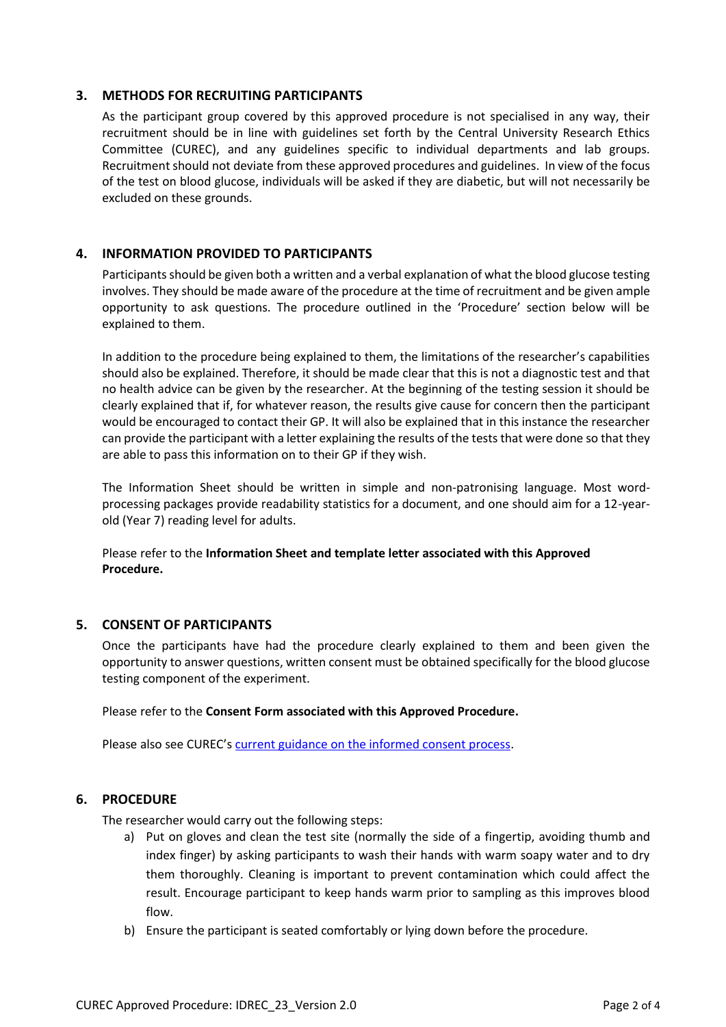## 3. METHODS FOR RECRUITING PARTICIPANTS

As the participant group covered by this approved procedure is not specialised in any way, their recruitment should be in line with guidelines set forth by the Central University Research Ethics Committee (CUREC), and any guidelines specific to individual departments and lab groups. Recruitment should not deviate from these approved procedures and guidelines. In view of the focus of the test on blood glucose, individuals will be asked if they are diabetic, but will not necessarily be excluded on these grounds.

## 4. INFORMATION PROVIDED TO PARTICIPANTS

Participants should be given both a written and a verbal explanation of what the blood glucose testing involves. They should be made aware of the procedure at the time of recruitment and be given ample opportunity to ask questions. The procedure outlined in the 'Procedure' section below will be explained to them.

In addition to the procedure being explained to them, the limitations of the researcher's capabilities should also be explained. Therefore, it should be made clear that this is not a diagnostic test and that no health advice can be given by the researcher. At the beginning of the testing session it should be clearly explained that if, for whatever reason, the results give cause for concern then the participant would be encouraged to contact their GP. It will also be explained that in this instance the researcher can provide the participant with a letter explaining the results of the tests that were done so that they are able to pass this information on to their GP if they wish.

The Information Sheet should be written in simple and non-patronising language. Most word-processing packages provide readability statistics for a document, and one should aim for a 12-year-old (Year 7) reading level for adults.

Please refer to the **Information Sheet and template letter associated with this Approved Procedure.**

## 5. CONSENT OF PARTICIPANTS

Once the participants have had the procedure clearly explained to them and been given the opportunity to answer questions, written consent must be obtained specifically for the blood glucose testing component of the experiment.

Please refer to the **Consent Form associated with this Approved Procedure.**

Please also see CUREC's current guidance on the informed consent process.

## 6. PROCEDURE

The researcher would carry out the following steps:

a) Put on gloves and clean the test site (normally the side of a fingertip, avoiding thumb and index finger) by asking participants to wash their hands with warm soapy water and to dry them thoroughly. Cleaning is important to prevent contamination which could affect the result. Encourage participant to keep hands warm prior to sampling as this improves blood flow.

b) Ensure the participant is seated comfortably or lying down before the procedure.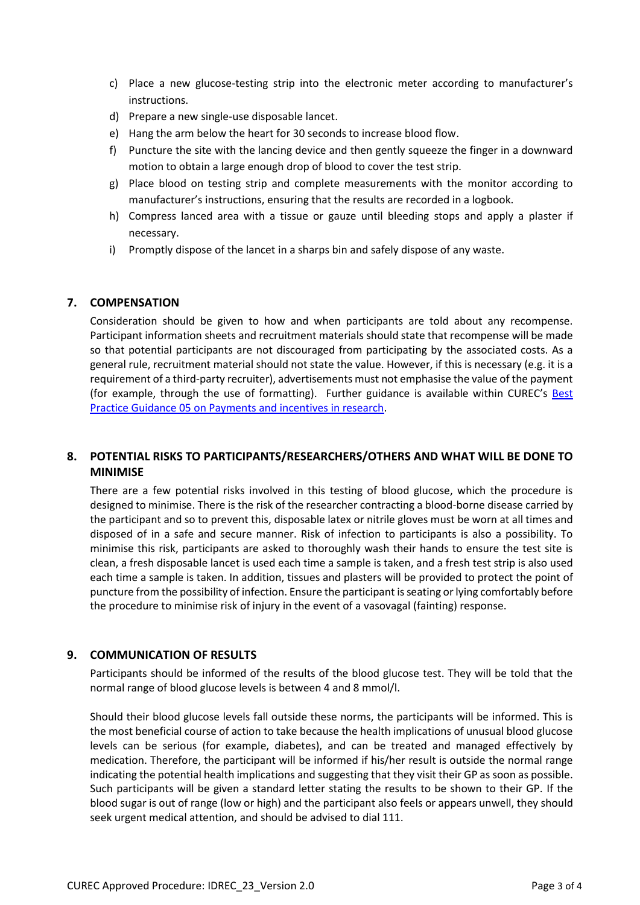c) Place a new glucose-testing strip into the electronic meter according to manufacturer's instructions.
d) Prepare a new single-use disposable lancet.
e) Hang the arm below the heart for 30 seconds to increase blood flow.
f) Puncture the site with the lancing device and then gently squeeze the finger in a downward motion to obtain a large enough drop of blood to cover the test strip.
g) Place blood on testing strip and complete measurements with the monitor according to manufacturer's instructions, ensuring that the results are recorded in a logbook.
h) Compress lanced area with a tissue or gauze until bleeding stops and apply a plaster if necessary.
i) Promptly dispose of the lancet in a sharps bin and safely dispose of any waste.

## 7. COMPENSATION

Consideration should be given to how and when participants are told about any recompense. Participant information sheets and recruitment materials should state that recompense will be made so that potential participants are not discouraged from participating by the associated costs. As a general rule, recruitment material should not state the value. However, if this is necessary (e.g. it is a requirement of a third-party recruiter), advertisements must not emphasise the value of the payment (for example, through the use of formatting). Further guidance is available within CUREC's Best Practice Guidance 05 on Payments and incentives in research.

## 8. POTENTIAL RISKS TO PARTICIPANTS/RESEARCHERS/OTHERS AND WHAT WILL BE DONE TO MINIMISE

There are a few potential risks involved in this testing of blood glucose, which the procedure is designed to minimise. There is the risk of the researcher contracting a blood-borne disease carried by the participant and so to prevent this, disposable latex or nitrile gloves must be worn at all times and disposed of in a safe and secure manner. Risk of infection to participants is also a possibility. To minimise this risk, participants are asked to thoroughly wash their hands to ensure the test site is clean, a fresh disposable lancet is used each time a sample is taken, and a fresh test strip is also used each time a sample is taken. In addition, tissues and plasters will be provided to protect the point of puncture from the possibility of infection. Ensure the participant is seating or lying comfortably before the procedure to minimise risk of injury in the event of a vasovagal (fainting) response.

## 9. COMMUNICATION OF RESULTS

Participants should be informed of the results of the blood glucose test. They will be told that the normal range of blood glucose levels is between 4 and 8 mmol/l.

Should their blood glucose levels fall outside these norms, the participants will be informed. This is the most beneficial course of action to take because the health implications of unusual blood glucose levels can be serious (for example, diabetes), and can be treated and managed effectively by medication. Therefore, the participant will be informed if his/her result is outside the normal range indicating the potential health implications and suggesting that they visit their GP as soon as possible. Such participants will be given a standard letter stating the results to be shown to their GP. If the blood sugar is out of range (low or high) and the participant also feels or appears unwell, they should seek urgent medical attention, and should be advised to dial 111.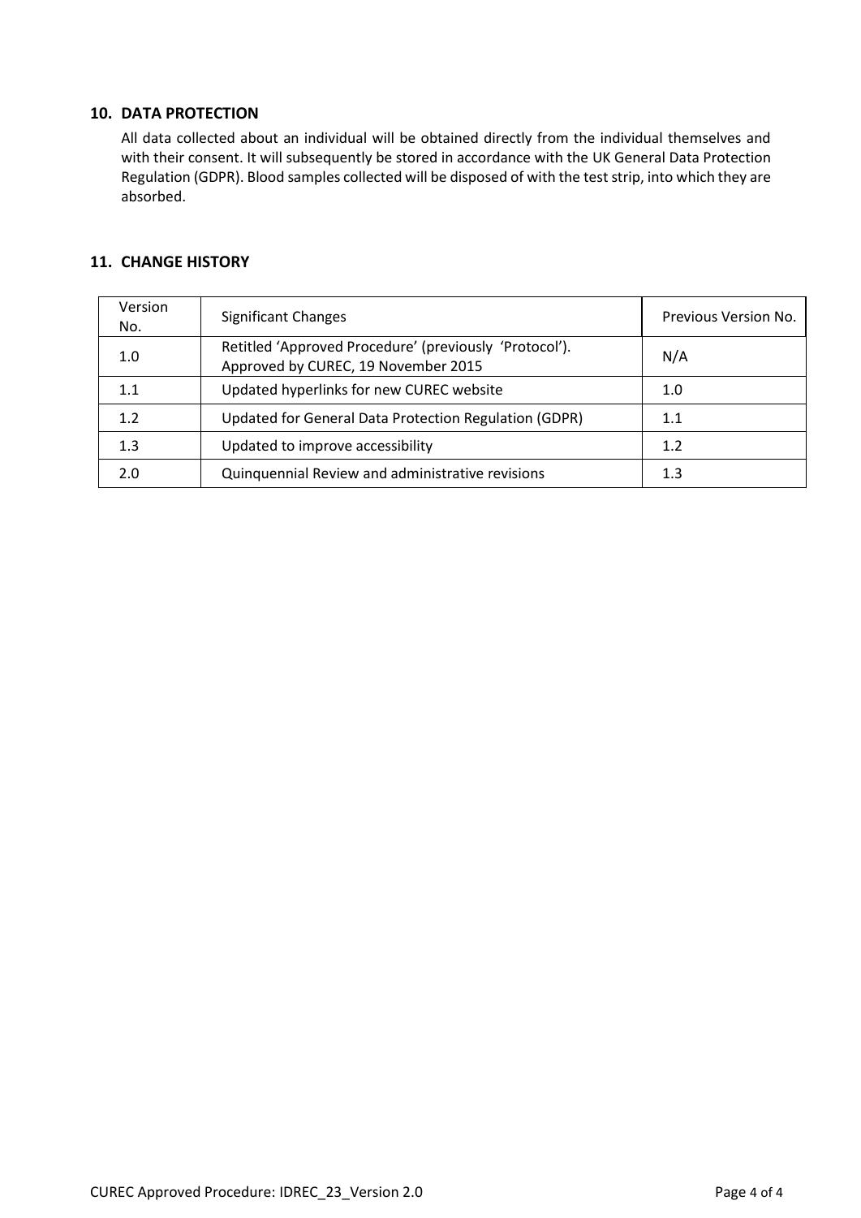## 10. DATA PROTECTION

All data collected about an individual will be obtained directly from the individual themselves and with their consent. It will subsequently be stored in accordance with the UK General Data Protection Regulation (GDPR). Blood samples collected will be disposed of with the test strip, into which they are absorbed.

## 11. CHANGE HISTORY

| Version No. | Significant Changes | Previous Version No. |
|---|---|---|
| 1.0 | Retitled 'Approved Procedure' (previously 'Protocol'). Approved by CUREC, 19 November 2015 | N/A |
| 1.1 | Updated hyperlinks for new CUREC website | 1.0 |
| 1.2 | Updated for General Data Protection Regulation (GDPR) | 1.1 |
| 1.3 | Updated to improve accessibility | 1.2 |
| 2.0 | Quinquennial Review and administrative revisions | 1.3 |